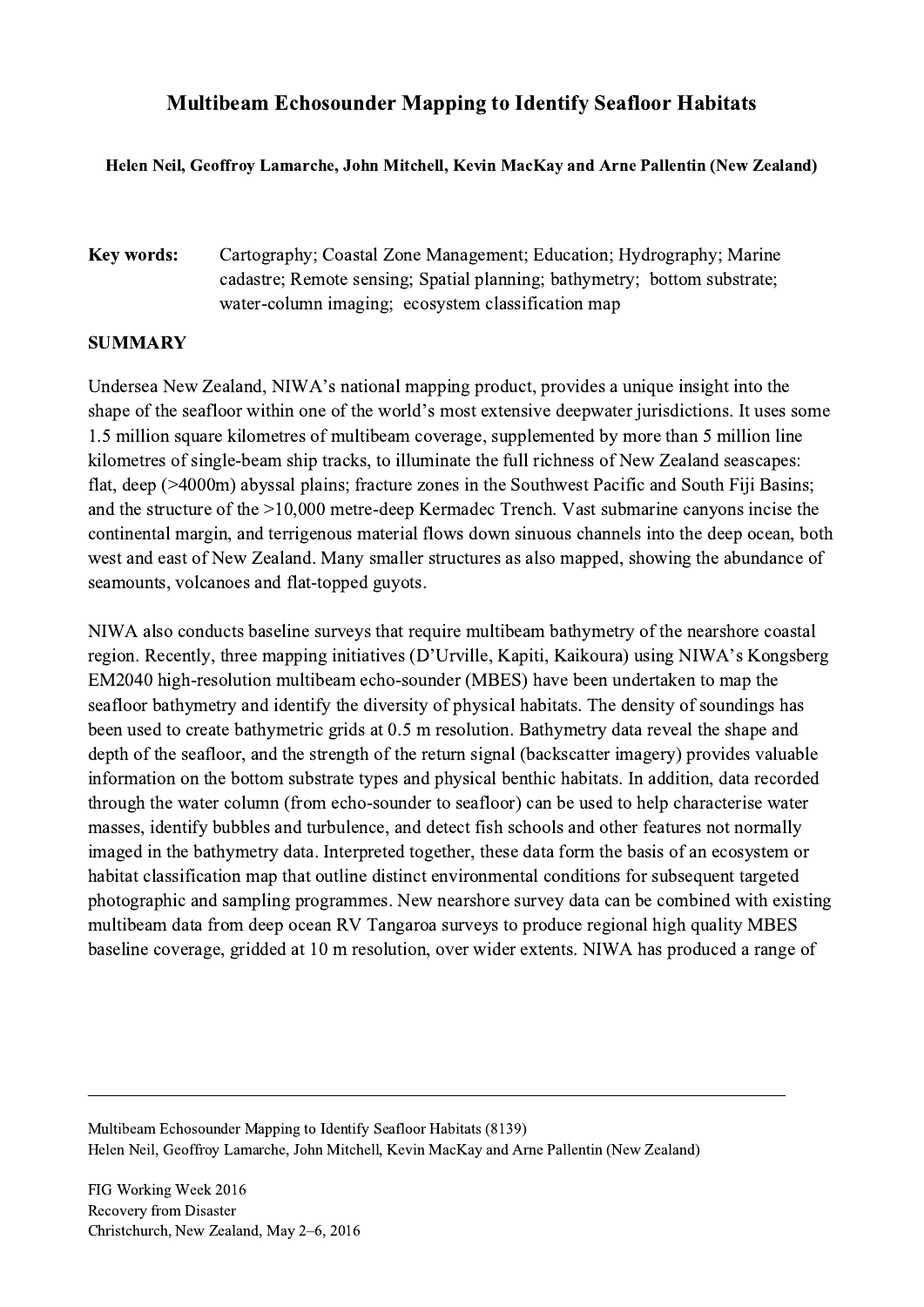# Multibeam Echosounder Mapping to Identify Seafloor Habitats

**Helen Neil, Geoffroy Lamarche, John Mitchell, Kevin MacKay and Arne Pallentin (New Zealand)**

**Key words:** Cartography; Coastal Zone Management; Education; Hydrography; Marine cadastre; Remote sensing; Spatial planning; bathymetry; bottom substrate; water-column imaging; ecosystem classification map

## SUMMARY

Undersea New Zealand, NIWA's national mapping product, provides a unique insight into the shape of the seafloor within one of the world's most extensive deepwater jurisdictions. It uses some 1.5 million square kilometres of multibeam coverage, supplemented by more than 5 million line kilometres of single-beam ship tracks, to illuminate the full richness of New Zealand seascapes: flat, deep (>4000m) abyssal plains; fracture zones in the Southwest Pacific and South Fiji Basins; and the structure of the >10,000 metre-deep Kermadec Trench. Vast submarine canyons incise the continental margin, and terrigenous material flows down sinuous channels into the deep ocean, both west and east of New Zealand. Many smaller structures as also mapped, showing the abundance of seamounts, volcanoes and flat-topped guyots.

NIWA also conducts baseline surveys that require multibeam bathymetry of the nearshore coastal region. Recently, three mapping initiatives (D'Urville, Kapiti, Kaikoura) using NIWA's Kongsberg EM2040 high-resolution multibeam echo-sounder (MBES) have been undertaken to map the seafloor bathymetry and identify the diversity of physical habitats. The density of soundings has been used to create bathymetric grids at 0.5 m resolution. Bathymetry data reveal the shape and depth of the seafloor, and the strength of the return signal (backscatter imagery) provides valuable information on the bottom substrate types and physical benthic habitats. In addition, data recorded through the water column (from echo-sounder to seafloor) can be used to help characterise water masses, identify bubbles and turbulence, and detect fish schools and other features not normally imaged in the bathymetry data. Interpreted together, these data form the basis of an ecosystem or habitat classification map that outline distinct environmental conditions for subsequent targeted photographic and sampling programmes. New nearshore survey data can be combined with existing multibeam data from deep ocean RV Tangaroa surveys to produce regional high quality MBES baseline coverage, gridded at 10 m resolution, over wider extents. NIWA has produced a range of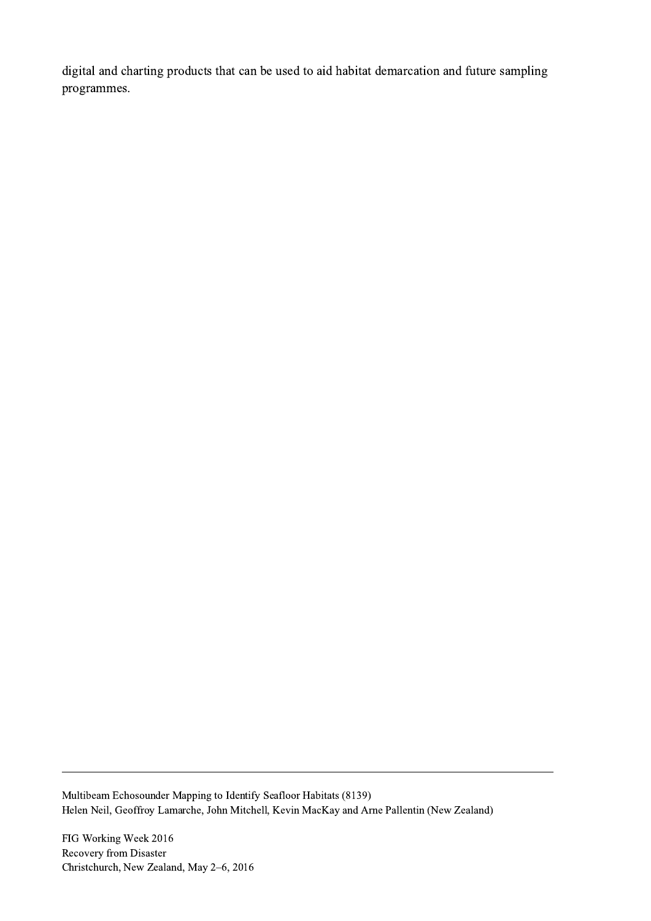digital and charting products that can be used to aid habitat demarcation and future sampling programmes.